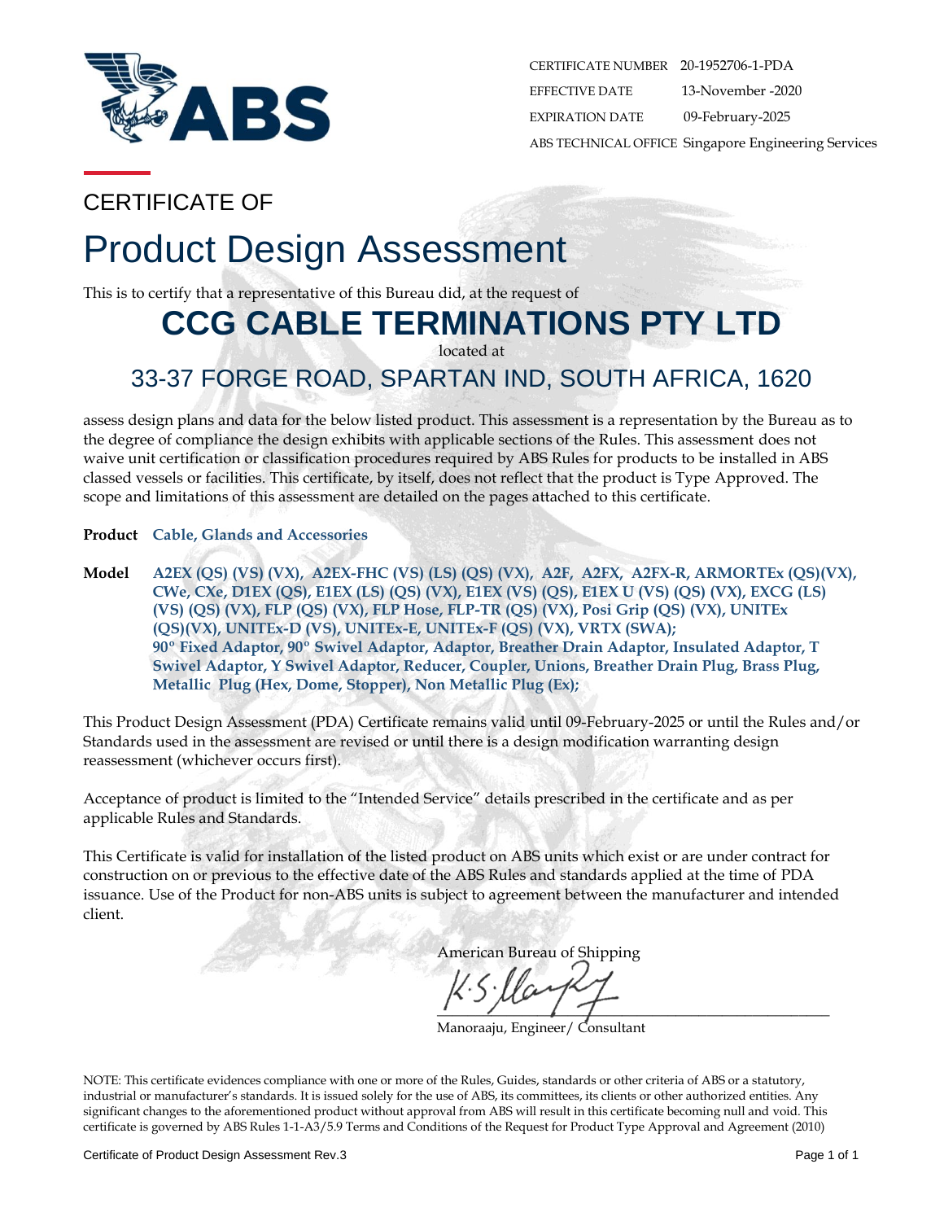CERTIFICATE NUMBER 20-1952706-1-PDA
EFFECTIVE DATE 13-November -2020
EXPIRATION DATE 09-February-2025
ABS TECHNICAL OFFICE Singapore Engineering Services

CERTIFICATE OF

# Product Design Assessment

This is to certify that a representative of this Bureau did, at the request of

## CCG CABLE TERMINATIONS PTY LTD

located at

### 33-37 FORGE ROAD, SPARTAN IND, SOUTH AFRICA, 1620

assess design plans and data for the below listed product. This assessment is a representation by the Bureau as to the degree of compliance the design exhibits with applicable sections of the Rules. This assessment does not waive unit certification or classification procedures required by ABS Rules for products to be installed in ABS classed vessels or facilities. This certificate, by itself, does not reflect that the product is Type Approved. The scope and limitations of this assessment are detailed on the pages attached to this certificate.

**Product** **Cable, Glands and Accessories**

**Model** **A2EX (QS) (VS) (VX), A2EX-FHC (VS) (LS) (QS) (VX), A2F, A2FX, A2FX-R, ARMORTEx (QS)(VX), CWe, CXe, D1EX (QS), E1EX (LS) (QS) (VX), E1EX (VS) (QS), E1EX U (VS) (QS) (VX), EXCG (LS) (VS) (QS) (VX), FLP (QS) (VX), FLP Hose, FLP-TR (QS) (VX), Posi Grip (QS) (VX), UNITEx (QS)(VX), UNITEx-D (VS), UNITEx-E, UNITEx-F (QS) (VX), VRTX (SWA); 90º Fixed Adaptor, 90º Swivel Adaptor, Adaptor, Breather Drain Adaptor, Insulated Adaptor, T Swivel Adaptor, Y Swivel Adaptor, Reducer, Coupler, Unions, Breather Drain Plug, Brass Plug, Metallic Plug (Hex, Dome, Stopper), Non Metallic Plug (Ex);**

This Product Design Assessment (PDA) Certificate remains valid until 09-February-2025 or until the Rules and/or Standards used in the assessment are revised or until there is a design modification warranting design reassessment (whichever occurs first).

Acceptance of product is limited to the "Intended Service" details prescribed in the certificate and as per applicable Rules and Standards.

This Certificate is valid for installation of the listed product on ABS units which exist or are under contract for construction on or previous to the effective date of the ABS Rules and standards applied at the time of PDA issuance. Use of the Product for non-ABS units is subject to agreement between the manufacturer and intended client.

American Bureau of Shipping

Manoraaju, Engineer/ Consultant

NOTE: This certificate evidences compliance with one or more of the Rules, Guides, standards or other criteria of ABS or a statutory, industrial or manufacturer's standards. It is issued solely for the use of ABS, its committees, its clients or other authorized entities. Any significant changes to the aforementioned product without approval from ABS will result in this certificate becoming null and void. This certificate is governed by ABS Rules 1-1-A3/5.9 Terms and Conditions of the Request for Product Type Approval and Agreement (2010)

Certificate of Product Design Assessment Rev.3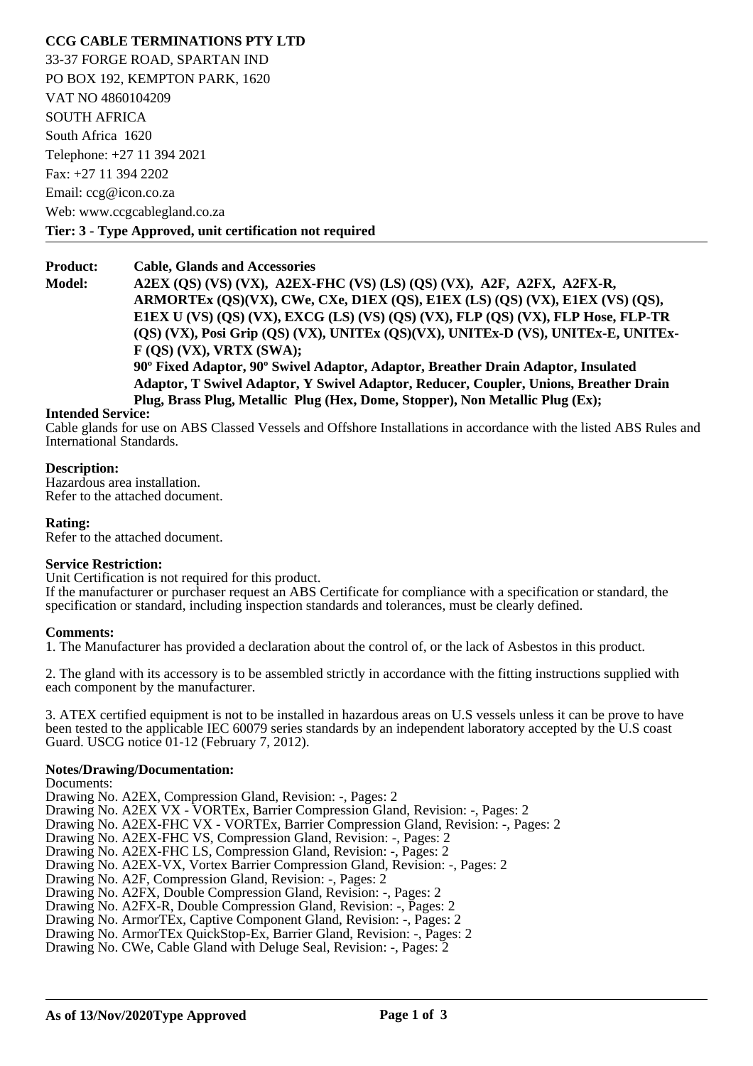**CCG CABLE TERMINATIONS PTY LTD**

33-37 FORGE ROAD, SPARTAN IND

PO BOX 192, KEMPTON PARK, 1620

VAT NO 4860104209

SOUTH AFRICA

South Africa 1620

Telephone: +27 11 394 2021

Fax: +27 11 394 2202

Email: ccg@icon.co.za

Web: www.ccgcablegland.co.za

**Tier: 3 - Type Approved, unit certification not required**

---

**Product:** **Cable, Glands and Accessories**

**Model:** **A2EX (QS) (VS) (VX), A2EX-FHC (VS) (LS) (QS) (VX), A2F, A2FX, A2FX-R, ARMORTEx (QS)(VX), CWe, CXe, D1EX (QS), E1EX (LS) (QS) (VX), E1EX (VS) (QS), E1EX U (VS) (QS) (VX), EXCG (LS) (VS) (QS) (VX), FLP (QS) (VX), FLP Hose, FLP-TR (QS) (VX), Posi Grip (QS) (VX), UNITEx (QS)(VX), UNITEx-D (VS), UNITEx-E, UNITEx-F (QS) (VX), VRTX (SWA);**
**90º Fixed Adaptor, 90º Swivel Adaptor, Adaptor, Breather Drain Adaptor, Insulated Adaptor, T Swivel Adaptor, Y Swivel Adaptor, Reducer, Coupler, Unions, Breather Drain Plug, Brass Plug, Metallic Plug (Hex, Dome, Stopper), Non Metallic Plug (Ex);**

**Intended Service:**
Cable glands for use on ABS Classed Vessels and Offshore Installations in accordance with the listed ABS Rules and International Standards.

**Description:**
Hazardous area installation.
Refer to the attached document.

**Rating:**
Refer to the attached document.

**Service Restriction:**
Unit Certification is not required for this product.
If the manufacturer or purchaser request an ABS Certificate for compliance with a specification or standard, the specification or standard, including inspection standards and tolerances, must be clearly defined.

**Comments:**
1. The Manufacturer has provided a declaration about the control of, or the lack of Asbestos in this product.

2. The gland with its accessory is to be assembled strictly in accordance with the fitting instructions supplied with each component by the manufacturer.

3. ATEX certified equipment is not to be installed in hazardous areas on U.S vessels unless it can be prove to have been tested to the applicable IEC 60079 series standards by an independent laboratory accepted by the U.S coast Guard. USCG notice 01-12 (February 7, 2012).

**Notes/Drawing/Documentation:**
Documents:
Drawing No. A2EX, Compression Gland, Revision: -, Pages: 2
Drawing No. A2EX VX - VORTEx, Barrier Compression Gland, Revision: -, Pages: 2
Drawing No. A2EX-FHC VX - VORTEx, Barrier Compression Gland, Revision: -, Pages: 2
Drawing No. A2EX-FHC VS, Compression Gland, Revision: -, Pages: 2
Drawing No. A2EX-FHC LS, Compression Gland, Revision: -, Pages: 2
Drawing No. A2EX-VX, Vortex Barrier Compression Gland, Revision: -, Pages: 2
Drawing No. A2F, Compression Gland, Revision: -, Pages: 2
Drawing No. A2FX, Double Compression Gland, Revision: -, Pages: 2
Drawing No. A2FX-R, Double Compression Gland, Revision: -, Pages: 2
Drawing No. ArmorTEx, Captive Component Gland, Revision: -, Pages: 2
Drawing No. ArmorTEx QuickStop-Ex, Barrier Gland, Revision: -, Pages: 2
Drawing No. CWe, Cable Gland with Deluge Seal, Revision: -, Pages: 2

---

**As of 13/Nov/2020Type Approved**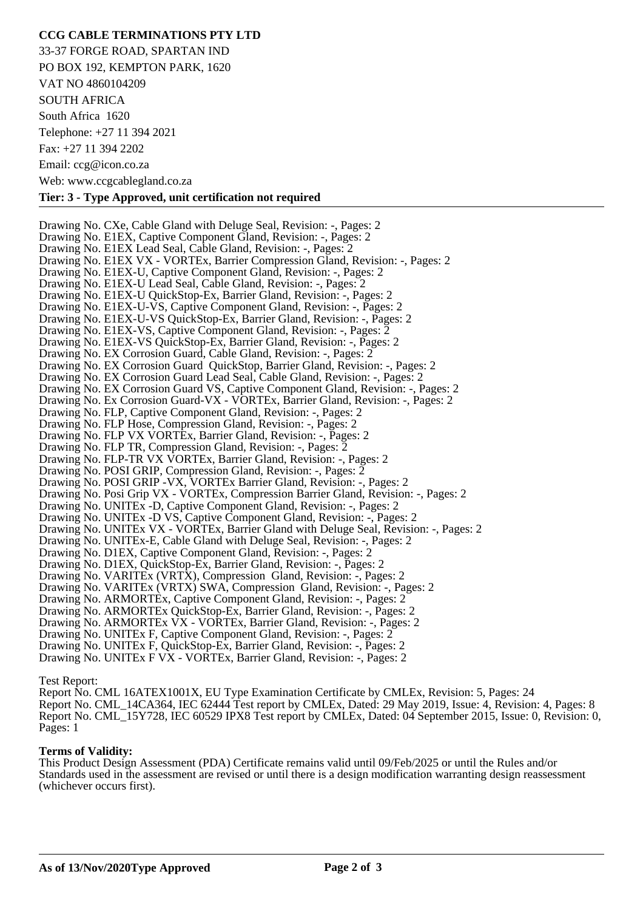**CCG CABLE TERMINATIONS PTY LTD**

33-37 FORGE ROAD, SPARTAN IND

PO BOX 192, KEMPTON PARK, 1620

VAT NO 4860104209

SOUTH AFRICA

South Africa 1620

Telephone: +27 11 394 2021

Fax: +27 11 394 2202

Email: ccg@icon.co.za

Web: www.ccgcablegland.co.za

**Tier: 3 - Type Approved, unit certification not required**

---

Drawing No. CXe, Cable Gland with Deluge Seal, Revision: -, Pages: 2
Drawing No. E1EX, Captive Component Gland, Revision: -, Pages: 2
Drawing No. E1EX Lead Seal, Cable Gland, Revision: -, Pages: 2
Drawing No. E1EX VX - VORTEx, Barrier Compression Gland, Revision: -, Pages: 2
Drawing No. E1EX-U, Captive Component Gland, Revision: -, Pages: 2
Drawing No. E1EX-U Lead Seal, Cable Gland, Revision: -, Pages: 2
Drawing No. E1EX-U QuickStop-Ex, Barrier Gland, Revision: -, Pages: 2
Drawing No. E1EX-U-VS, Captive Component Gland, Revision: -, Pages: 2
Drawing No. E1EX-U-VS QuickStop-Ex, Barrier Gland, Revision: -, Pages: 2
Drawing No. E1EX-VS, Captive Component Gland, Revision: -, Pages: 2
Drawing No. E1EX-VS QuickStop-Ex, Barrier Gland, Revision: -, Pages: 2
Drawing No. EX Corrosion Guard, Cable Gland, Revision: -, Pages: 2
Drawing No. EX Corrosion Guard QuickStop, Barrier Gland, Revision: -, Pages: 2
Drawing No. EX Corrosion Guard Lead Seal, Cable Gland, Revision: -, Pages: 2
Drawing No. EX Corrosion Guard VS, Captive Component Gland, Revision: -, Pages: 2
Drawing No. Ex Corrosion Guard-VX - VORTEx, Barrier Gland, Revision: -, Pages: 2
Drawing No. FLP, Captive Component Gland, Revision: -, Pages: 2
Drawing No. FLP Hose, Compression Gland, Revision: -, Pages: 2
Drawing No. FLP VX VORTEx, Barrier Gland, Revision: -, Pages: 2
Drawing No. FLP TR, Compression Gland, Revision: -, Pages: 2
Drawing No. FLP-TR VX VORTEx, Barrier Gland, Revision: -, Pages: 2
Drawing No. POSI GRIP, Compression Gland, Revision: -, Pages: 2
Drawing No. POSI GRIP -VX, VORTEx Barrier Gland, Revision: -, Pages: 2
Drawing No. Posi Grip VX - VORTEx, Compression Barrier Gland, Revision: -, Pages: 2
Drawing No. UNITEx -D, Captive Component Gland, Revision: -, Pages: 2
Drawing No. UNITEx -D VS, Captive Component Gland, Revision: -, Pages: 2
Drawing No. UNITEx VX - VORTEx, Barrier Gland with Deluge Seal, Revision: -, Pages: 2
Drawing No. UNITEx-E, Cable Gland with Deluge Seal, Revision: -, Pages: 2
Drawing No. D1EX, Captive Component Gland, Revision: -, Pages: 2
Drawing No. D1EX, QuickStop-Ex, Barrier Gland, Revision: -, Pages: 2
Drawing No. VARITEx (VRTX), Compression Gland, Revision: -, Pages: 2
Drawing No. VARITEx (VRTX) SWA, Compression Gland, Revision: -, Pages: 2
Drawing No. ARMORTEx, Captive Component Gland, Revision: -, Pages: 2
Drawing No. ARMORTEx QuickStop-Ex, Barrier Gland, Revision: -, Pages: 2
Drawing No. ARMORTEx VX - VORTEx, Barrier Gland, Revision: -, Pages: 2
Drawing No. UNITEx F, Captive Component Gland, Revision: -, Pages: 2
Drawing No. UNITEx F, QuickStop-Ex, Barrier Gland, Revision: -, Pages: 2
Drawing No. UNITEx F VX - VORTEx, Barrier Gland, Revision: -, Pages: 2

Test Report:
Report No. CML 16ATEX1001X, EU Type Examination Certificate by CMLEx, Revision: 5, Pages: 24
Report No. CML_14CA364, IEC 62444 Test report by CMLEx, Dated: 29 May 2019, Issue: 4, Revision: 4, Pages: 8
Report No. CML_15Y728, IEC 60529 IPX8 Test report by CMLEx, Dated: 04 September 2015, Issue: 0, Revision: 0, Pages: 1

**Terms of Validity:**
This Product Design Assessment (PDA) Certificate remains valid until 09/Feb/2025 or until the Rules and/or Standards used in the assessment are revised or until there is a design modification warranting design reassessment (whichever occurs first).

**As of 13/Nov/2020Type Approved**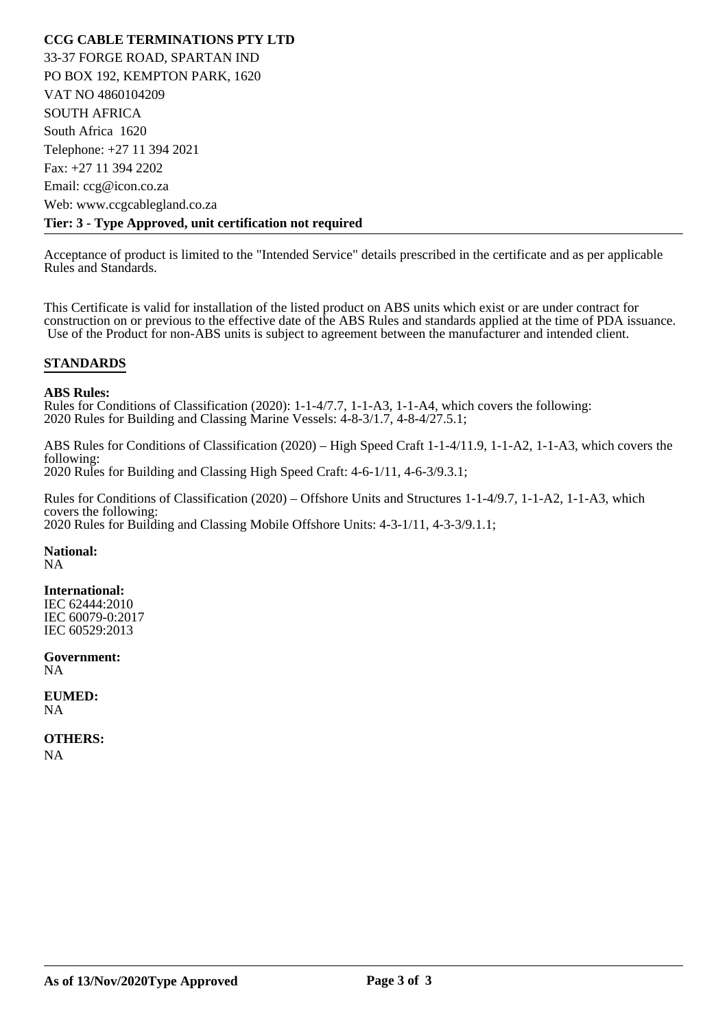**CCG CABLE TERMINATIONS PTY LTD**

33-37 FORGE ROAD, SPARTAN IND

PO BOX 192, KEMPTON PARK, 1620

VAT NO 4860104209

SOUTH AFRICA

South Africa 1620

Telephone: +27 11 394 2021

Fax: +27 11 394 2202

Email: ccg@icon.co.za

Web: www.ccgcablegland.co.za

**Tier: 3 - Type Approved, unit certification not required**

Acceptance of product is limited to the "Intended Service" details prescribed in the certificate and as per applicable Rules and Standards.

This Certificate is valid for installation of the listed product on ABS units which exist or are under contract for construction on or previous to the effective date of the ABS Rules and standards applied at the time of PDA issuance. Use of the Product for non-ABS units is subject to agreement between the manufacturer and intended client.

## STANDARDS

**ABS Rules:**

Rules for Conditions of Classification (2020): 1-1-4/7.7, 1-1-A3, 1-1-A4, which covers the following:
2020 Rules for Building and Classing Marine Vessels: 4-8-3/1.7, 4-8-4/27.5.1;

ABS Rules for Conditions of Classification (2020) – High Speed Craft 1-1-4/11.9, 1-1-A2, 1-1-A3, which covers the following:
2020 Rules for Building and Classing High Speed Craft: 4-6-1/11, 4-6-3/9.3.1;

Rules for Conditions of Classification (2020) – Offshore Units and Structures 1-1-4/9.7, 1-1-A2, 1-1-A3, which covers the following:
2020 Rules for Building and Classing Mobile Offshore Units: 4-3-1/11, 4-3-3/9.1.1;

**National:**
NA

**International:**
IEC 62444:2010
IEC 60079-0:2017
IEC 60529:2013

**Government:**
NA

**EUMED:**
NA

**OTHERS:**
NA

**As of 13/Nov/2020Type Approved**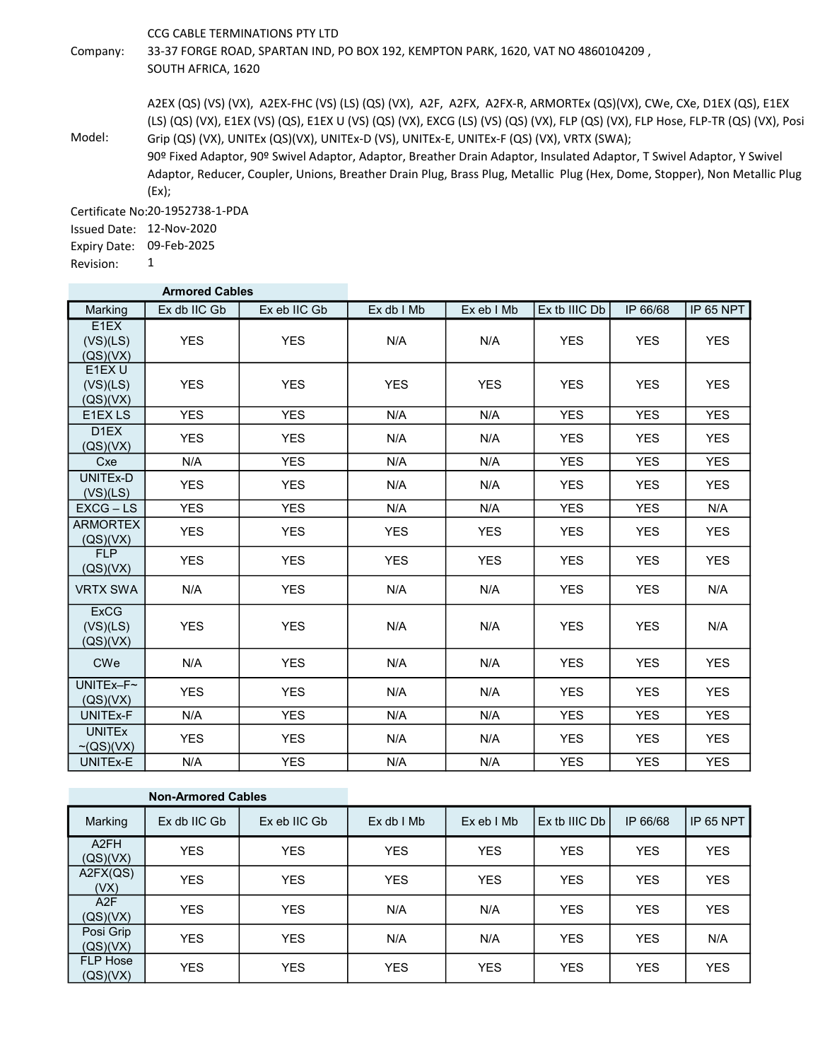Company: CCG CABLE TERMINATIONS PTY LTD
33-37 FORGE ROAD, SPARTAN IND, PO BOX 192, KEMPTON PARK, 1620, VAT NO 4860104209 , SOUTH AFRICA, 1620

Model: A2EX (QS) (VS) (VX), A2EX-FHC (VS) (LS) (QS) (VX), A2F, A2FX, A2FX-R, ARMORTEx (QS)(VX), CWe, CXe, D1EX (QS), E1EX (LS) (QS) (VX), E1EX (VS) (QS), E1EX U (VS) (QS) (VX), EXCG (LS) (VS) (QS) (VX), FLP (QS) (VX), FLP Hose, FLP-TR (QS) (VX), Posi Grip (QS) (VX), UNITEx (QS)(VX), UNITEx-D (VS), UNITEx-E, UNITEx-F (QS) (VX), VRTX (SWA);
90º Fixed Adaptor, 90º Swivel Adaptor, Adaptor, Breather Drain Adaptor, Insulated Adaptor, T Swivel Adaptor, Y Swivel Adaptor, Reducer, Coupler, Unions, Breather Drain Plug, Brass Plug, Metallic Plug (Hex, Dome, Stopper), Non Metallic Plug (Ex);

Certificate No: 20-1952738-1-PDA
Issued Date: 12-Nov-2020
Expiry Date: 09-Feb-2025
Revision: 1

**Armored Cables**

| Marking | Ex db IIC Gb | Ex eb IIC Gb | Ex db I Mb | Ex eb I Mb | Ex tb IIIC Db | IP 66/68 | IP 65 NPT |
|---|---|---|---|---|---|---|---|
| E1EX (VS)(LS) (QS)(VX) | YES | YES | N/A | N/A | YES | YES | YES |
| E1EX U (VS)(LS) (QS)(VX) | YES | YES | YES | YES | YES | YES | YES |
| E1EX LS | YES | YES | N/A | N/A | YES | YES | YES |
| D1EX (QS)(VX) | YES | YES | N/A | N/A | YES | YES | YES |
| Cxe | N/A | YES | N/A | N/A | YES | YES | YES |
| UNITEx-D (VS)(LS) | YES | YES | N/A | N/A | YES | YES | YES |
| EXCG – LS | YES | YES | N/A | N/A | YES | YES | N/A |
| ARMORTEX (QS)(VX) | YES | YES | YES | YES | YES | YES | YES |
| FLP (QS)(VX) | YES | YES | YES | YES | YES | YES | YES |
| VRTX SWA | N/A | YES | N/A | N/A | YES | YES | N/A |
| ExCG (VS)(LS) (QS)(VX) | YES | YES | N/A | N/A | YES | YES | N/A |
| CWe | N/A | YES | N/A | N/A | YES | YES | YES |
| UNITEx–F~ (QS)(VX) | YES | YES | N/A | N/A | YES | YES | YES |
| UNITEx-F | N/A | YES | N/A | N/A | YES | YES | YES |
| UNITEx ~(QS)(VX) | YES | YES | N/A | N/A | YES | YES | YES |
| UNITEx-E | N/A | YES | N/A | N/A | YES | YES | YES |

**Non-Armored Cables**

| Marking | Ex db IIC Gb | Ex eb IIC Gb | Ex db I Mb | Ex eb I Mb | Ex tb IIIC Db | IP 66/68 | IP 65 NPT |
|---|---|---|---|---|---|---|---|
| A2FH (QS)(VX) | YES | YES | YES | YES | YES | YES | YES |
| A2FX(QS) (VX) | YES | YES | YES | YES | YES | YES | YES |
| A2F (QS)(VX) | YES | YES | N/A | N/A | YES | YES | YES |
| Posi Grip (QS)(VX) | YES | YES | N/A | N/A | YES | YES | N/A |
| FLP Hose (QS)(VX) | YES | YES | YES | YES | YES | YES | YES |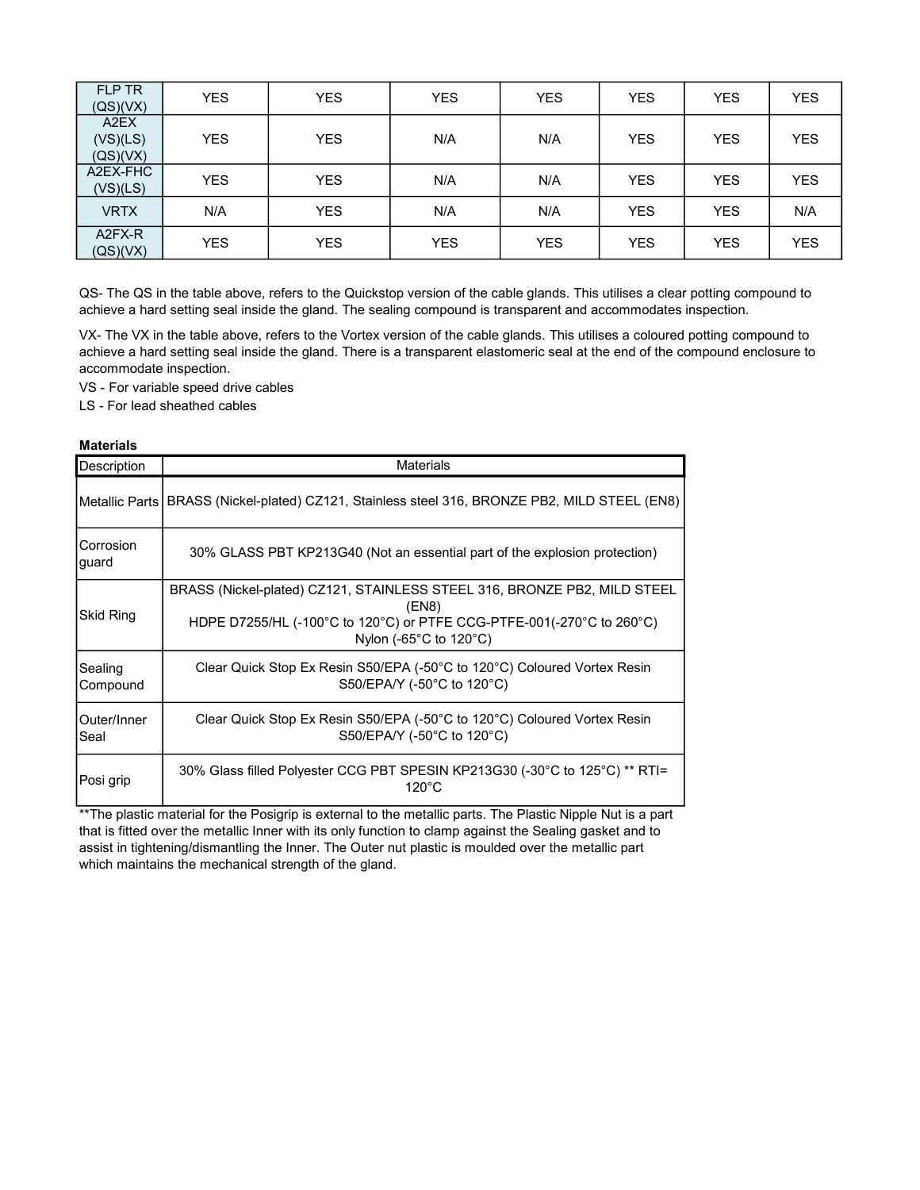| | | | | | | | |
|---|---|---|---|---|---|---|---|
| FLP TR (QS)(VX) | YES | YES | YES | YES | YES | YES | YES |
| A2EX (VS)(LS) (QS)(VX) | YES | YES | N/A | N/A | YES | YES | YES |
| A2EX-FHC (VS)(LS) | YES | YES | N/A | N/A | YES | YES | YES |
| VRTX | N/A | YES | N/A | N/A | YES | YES | N/A |
| A2FX-R (QS)(VX) | YES | YES | YES | YES | YES | YES | YES |

QS- The QS in the table above, refers to the Quickstop version of the cable glands. This utilises a clear potting compound to achieve a hard setting seal inside the gland. The sealing compound is transparent and accommodates inspection.

VX- The VX in the table above, refers to the Vortex version of the cable glands. This utilises a coloured potting compound to achieve a hard setting seal inside the gland. There is a transparent elastomeric seal at the end of the compound enclosure to accommodate inspection.

VS - For variable speed drive cables

LS - For lead sheathed cables

**Materials**

| Description | Materials |
|---|---|
| Metallic Parts | BRASS (Nickel-plated) CZ121, Stainless steel 316, BRONZE PB2, MILD STEEL (EN8) |
| Corrosion guard | 30% GLASS PBT KP213G40 (Not an essential part of the explosion protection) |
| Skid Ring | BRASS (Nickel-plated) CZ121, STAINLESS STEEL 316, BRONZE PB2, MILD STEEL (EN8) HDPE D7255/HL (-100°C to 120°C) or PTFE CCG-PTFE-001(-270°C to 260°C) Nylon (-65°C to 120°C) |
| Sealing Compound | Clear Quick Stop Ex Resin S50/EPA (-50°C to 120°C) Coloured Vortex Resin S50/EPA/Y (-50°C to 120°C) |
| Outer/Inner Seal | Clear Quick Stop Ex Resin S50/EPA (-50°C to 120°C) Coloured Vortex Resin S50/EPA/Y (-50°C to 120°C) |
| Posi grip | 30% Glass filled Polyester CCG PBT SPESIN KP213G30 (-30°C to 125°C) ** RTI= 120°C |

**The plastic material for the Posigrip is external to the metallic parts. The Plastic Nipple Nut is a part that is fitted over the metallic Inner with its only function to clamp against the Sealing gasket and to assist in tightening/dismantling the Inner. The Outer nut plastic is moulded over the metallic part which maintains the mechanical strength of the gland.